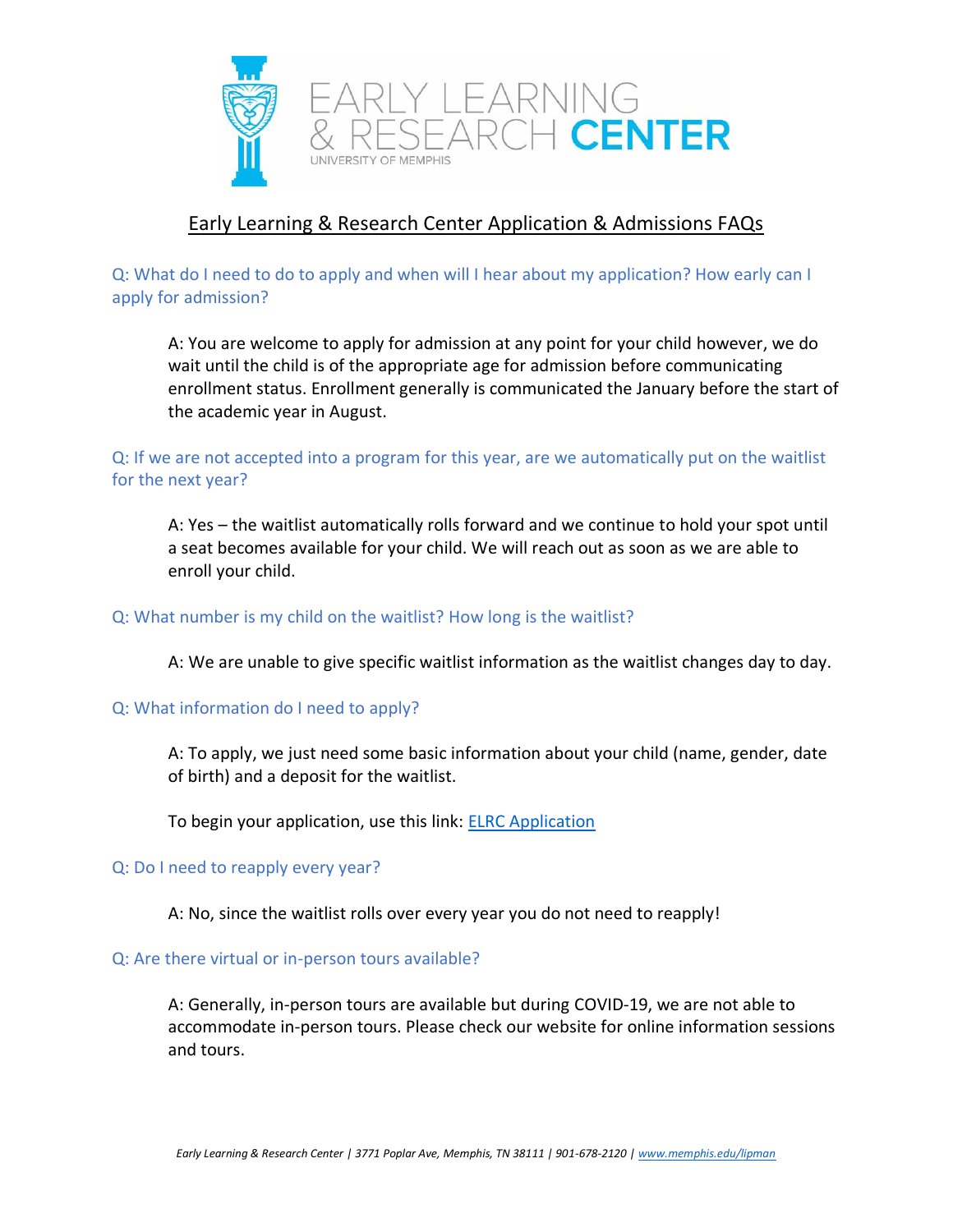# EARLY LEARNING & RESEARCH CENTER

UNIVERSITY OF MEMPHIS

## Early Learning & Research Center Application & Admissions FAQs

**Q: What do I need to do to apply and when will I hear about my application? How early can I apply for admission?**

A: You are welcome to apply for admission at any point for your child however, we do wait until the child is of the appropriate age for admission before communicating enrollment status. Enrollment generally is communicated the January before the start of the academic year in August.

**Q: If we are not accepted into a program for this year, are we automatically put on the waitlist for the next year?**

A: Yes – the waitlist automatically rolls forward and we continue to hold your spot until a seat becomes available for your child. We will reach out as soon as we are able to enroll your child.

**Q: What number is my child on the waitlist? How long is the waitlist?**

A: We are unable to give specific waitlist information as the waitlist changes day to day.

**Q: What information do I need to apply?**

A: To apply, we just need some basic information about your child (name, gender, date of birth) and a deposit for the waitlist.

To begin your application, use this link: ELRC Application

**Q: Do I need to reapply every year?**

A: No, since the waitlist rolls over every year you do not need to reapply!

**Q: Are there virtual or in-person tours available?**

A: Generally, in-person tours are available but during COVID-19, we are not able to accommodate in-person tours. Please check our website for online information sessions and tours.

*Early Learning & Research Center | 3771 Poplar Ave, Memphis, TN 38111 | 901-678-2120 | www.memphis.edu/lipman*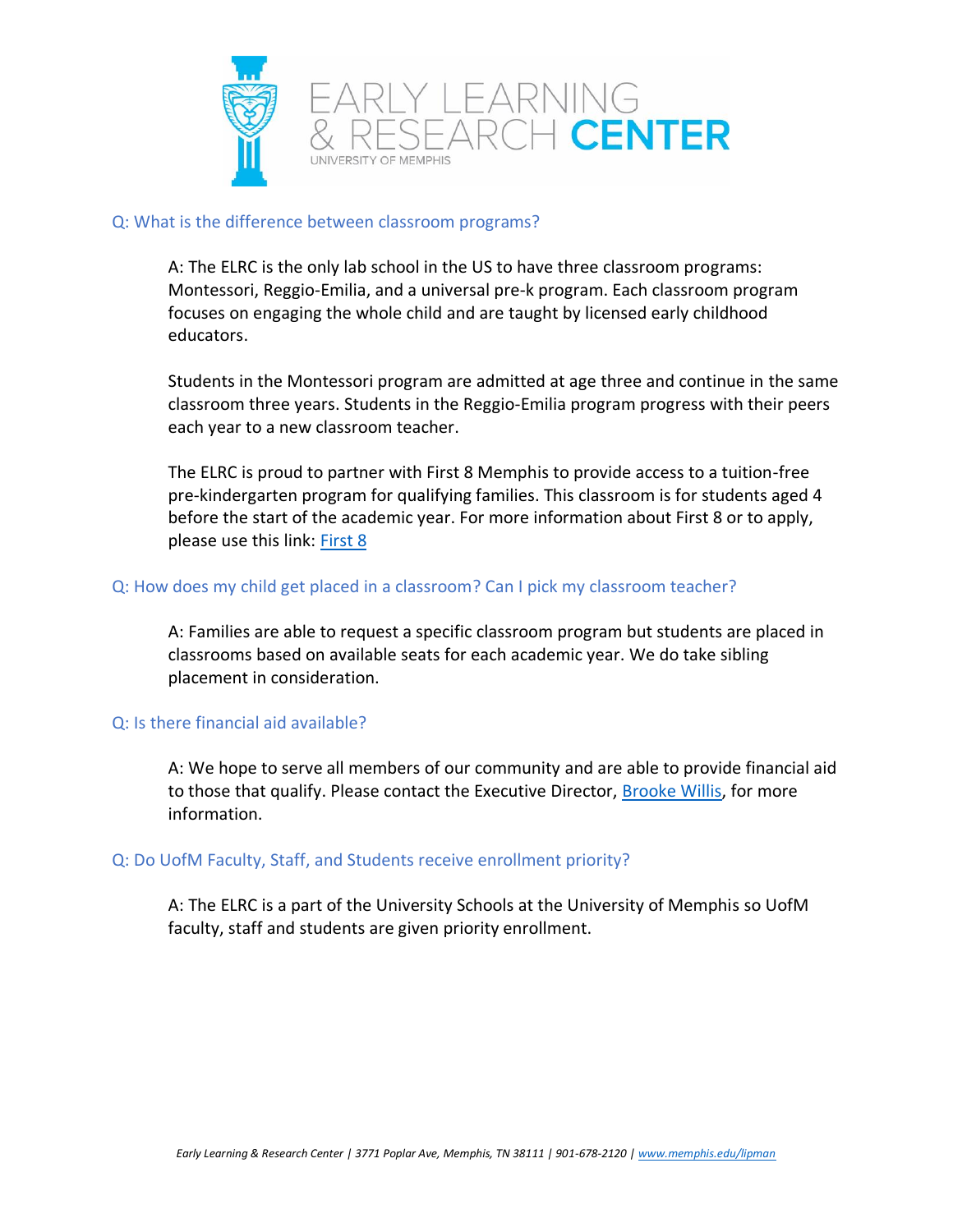## Q: What is the difference between classroom programs?

A: The ELRC is the only lab school in the US to have three classroom programs: Montessori, Reggio-Emilia, and a universal pre-k program. Each classroom program focuses on engaging the whole child and are taught by licensed early childhood educators.

Students in the Montessori program are admitted at age three and continue in the same classroom three years. Students in the Reggio-Emilia program progress with their peers each year to a new classroom teacher.

The ELRC is proud to partner with First 8 Memphis to provide access to a tuition-free pre-kindergarten program for qualifying families. This classroom is for students aged 4 before the start of the academic year. For more information about First 8 or to apply, please use this link: First 8

## Q: How does my child get placed in a classroom? Can I pick my classroom teacher?

A: Families are able to request a specific classroom program but students are placed in classrooms based on available seats for each academic year. We do take sibling placement in consideration.

## Q: Is there financial aid available?

A: We hope to serve all members of our community and are able to provide financial aid to those that qualify. Please contact the Executive Director, Brooke Willis, for more information.

## Q: Do UofM Faculty, Staff, and Students receive enrollment priority?

A: The ELRC is a part of the University Schools at the University of Memphis so UofM faculty, staff and students are given priority enrollment.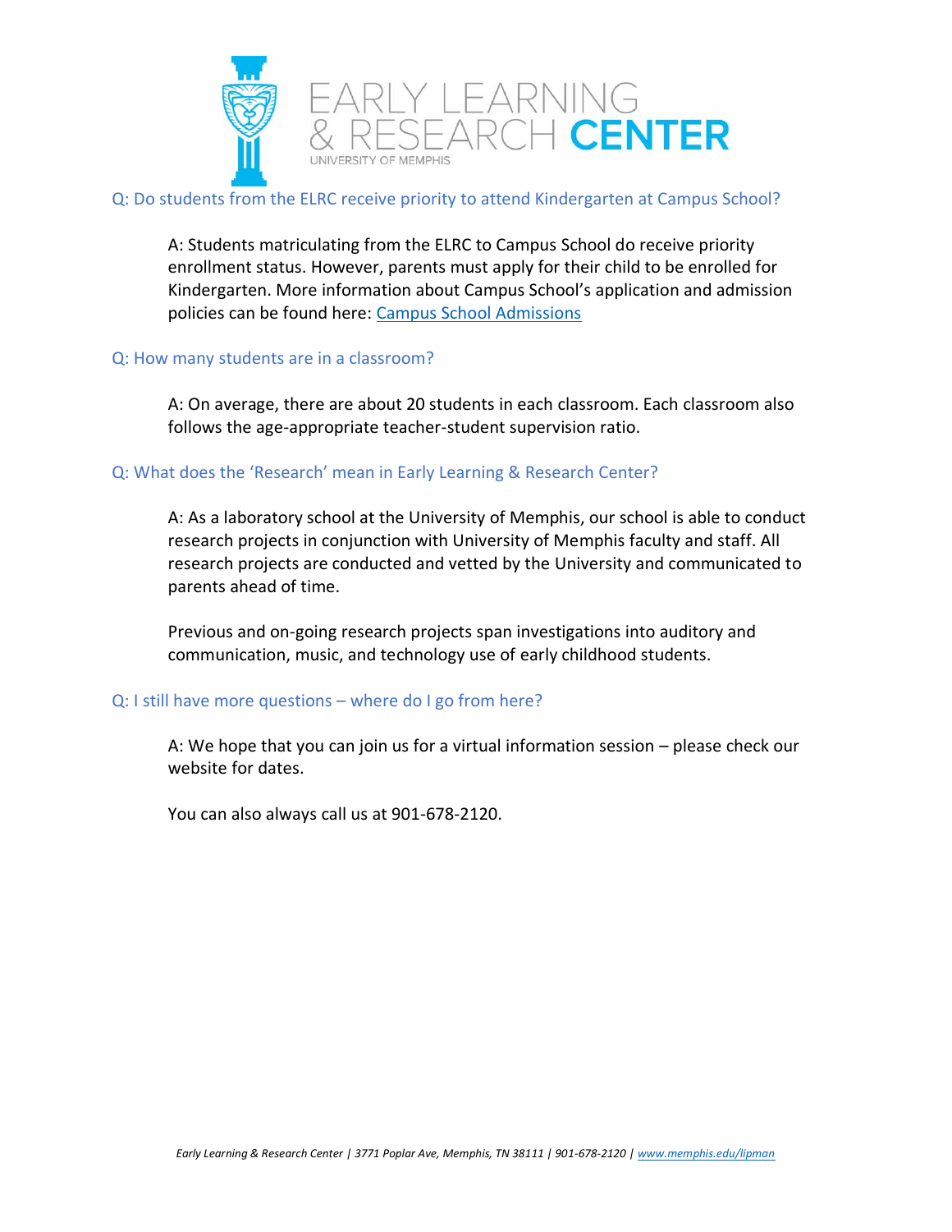EARLY LEARNING & RESEARCH **CENTER**
UNIVERSITY OF MEMPHIS

### Q: Do students from the ELRC receive priority to attend Kindergarten at Campus School?

A: Students matriculating from the ELRC to Campus School do receive priority enrollment status. However, parents must apply for their child to be enrolled for Kindergarten. More information about Campus School's application and admission policies can be found here: Campus School Admissions

### Q: How many students are in a classroom?

A: On average, there are about 20 students in each classroom. Each classroom also follows the age-appropriate teacher-student supervision ratio.

### Q: What does the 'Research' mean in Early Learning & Research Center?

A: As a laboratory school at the University of Memphis, our school is able to conduct research projects in conjunction with University of Memphis faculty and staff. All research projects are conducted and vetted by the University and communicated to parents ahead of time.

Previous and on-going research projects span investigations into auditory and communication, music, and technology use of early childhood students.

### Q: I still have more questions – where do I go from here?

A: We hope that you can join us for a virtual information session – please check our website for dates.

You can also always call us at 901-678-2120.

*Early Learning & Research Center | 3771 Poplar Ave, Memphis, TN 38111 | 901-678-2120 | www.memphis.edu/lipman*